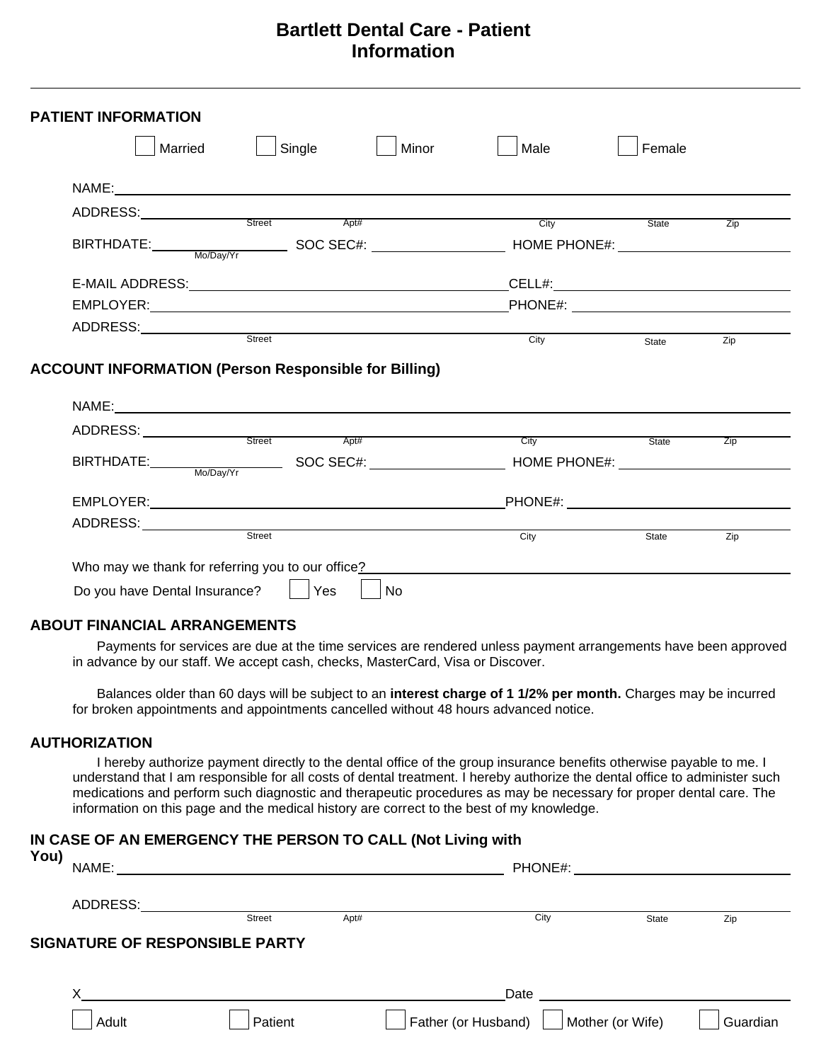# Bartlett Dental Care - Patient Information

---

## PATIENT INFORMATION

☐ Married ☐ Single ☐ Minor ☐ Male ☐ Female

NAME: ____________________________________________

ADDRESS: ____________________________________________
Street Apt# City State Zip

BIRTHDATE: ______________ SOC SEC#: ______________ HOME PHONE#: ______________
Mo/Day/Yr

E-MAIL ADDRESS: ______________________ CELL#: ______________________

EMPLOYER: ______________________ PHONE#: ______________________

ADDRESS: ____________________________________________
Street City State Zip

## ACCOUNT INFORMATION (Person Responsible for Billing)

NAME: ____________________________________________

ADDRESS: ____________________________________________
Street Apt# City State Zip

BIRTHDATE: ______________ SOC SEC#: ______________ HOME PHONE#: ______________
Mo/Day/Yr

EMPLOYER: ______________________ PHONE#: ______________________

ADDRESS: ____________________________________________
Street City State Zip

Who may we thank for referring you to our office? ______________________

Do you have Dental Insurance? ☐ Yes ☐ No

## ABOUT FINANCIAL ARRANGEMENTS

Payments for services are due at the time services are rendered unless payment arrangements have been approved in advance by our staff. We accept cash, checks, MasterCard, Visa or Discover.

Balances older than 60 days will be subject to an **interest charge of 1 1/2% per month.** Charges may be incurred for broken appointments and appointments cancelled without 48 hours advanced notice.

## AUTHORIZATION

I hereby authorize payment directly to the dental office of the group insurance benefits otherwise payable to me. I understand that I am responsible for all costs of dental treatment. I hereby authorize the dental office to administer such medications and perform such diagnostic and therapeutic procedures as may be necessary for proper dental care. The information on this page and the medical history are correct to the best of my knowledge.

## IN CASE OF AN EMERGENCY THE PERSON TO CALL (Not Living with You)

NAME: ______________________ PHONE#: ______________________

ADDRESS: ____________________________________________
Street Apt# City State Zip

## SIGNATURE OF RESPONSIBLE PARTY

X ______________________________ Date ______________

☐ Adult ☐ Patient ☐ Father (or Husband) ☐ Mother (or Wife) ☐ Guardian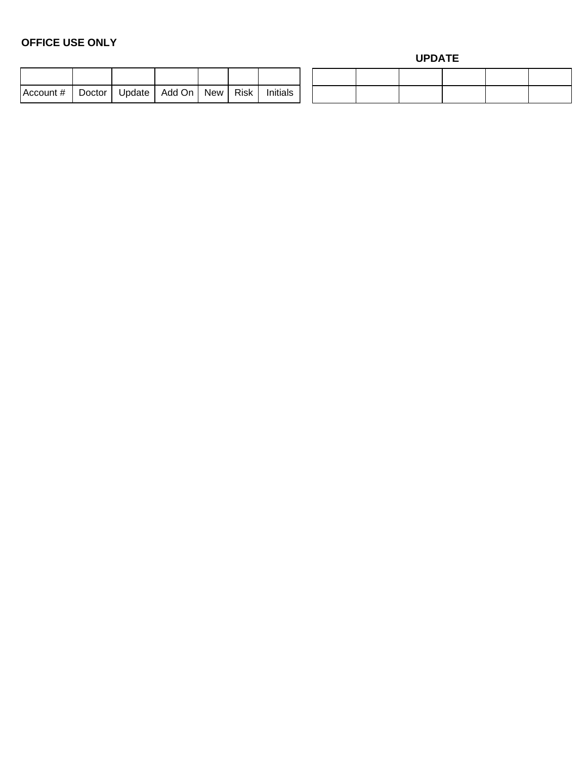**OFFICE USE ONLY**

| | | | | | | |
|---|---|---|---|---|---|---|
| | | | | | | |
| Account # | Doctor | Update | Add On | New | Risk | Initials |

**UPDATE**

| | | | | | |
|---|---|---|---|---|---|
| | | | | | |
| | | | | | |